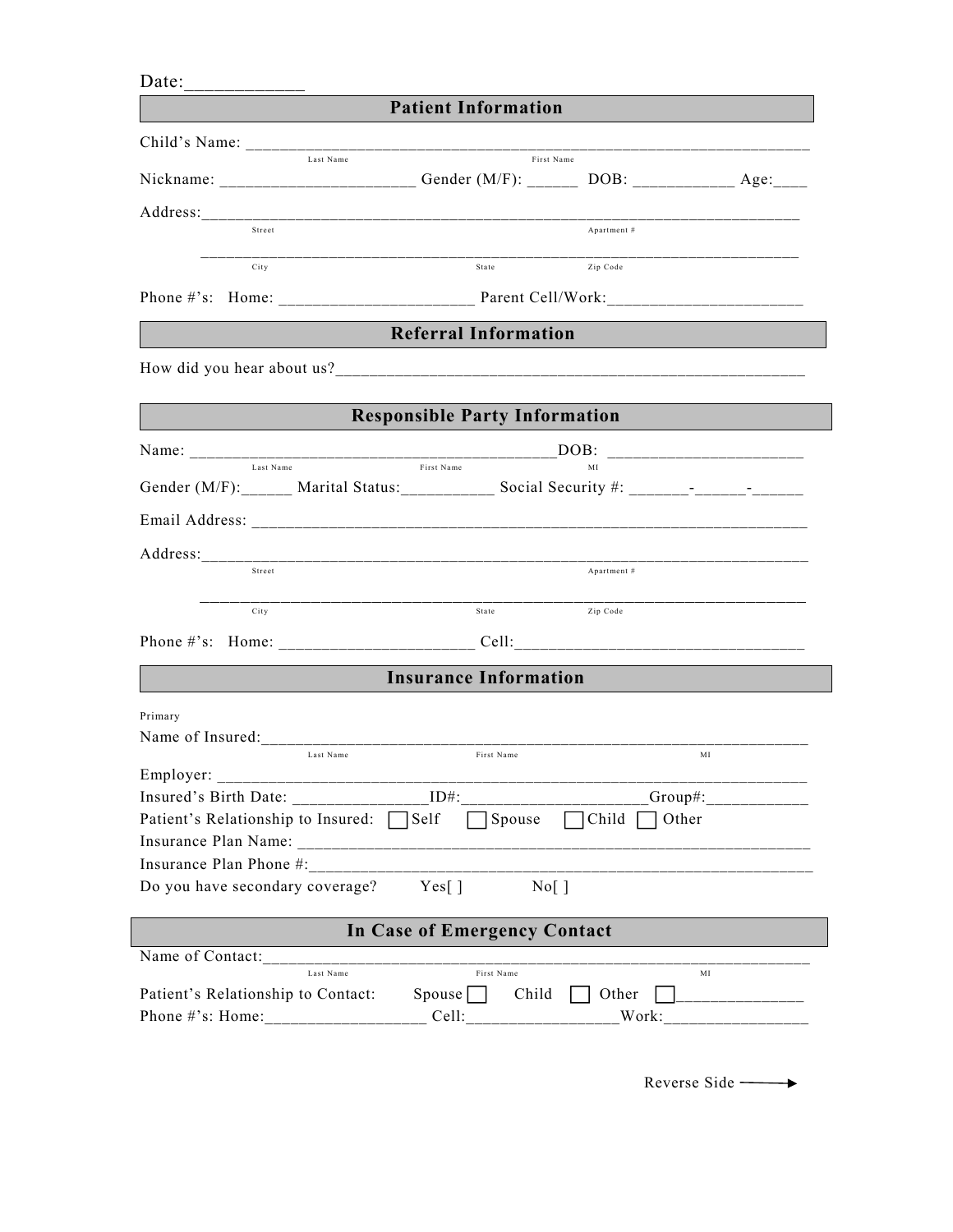Date:\_\_\_\_\_\_\_\_\_\_\_\_

## Patient Information

Child's Name: ______________________________________________________________________
Last Name First Name

Nickname: ______________________ Gender (M/F): ______ DOB: ___________ Age:____

Address:__________________________________________________________________________
Street Apartment #

__________________________________________________________________________
City State Zip Code

Phone #'s: Home: ______________________ Parent Cell/Work:______________________

## Referral Information

How did you hear about us?________________________________________________________

## Responsible Party Information

Name: ________________________________________DOB: ______________________
Last Name First Name MI

Gender (M/F):______ Marital Status:___________ Social Security #: _______-______-______

Email Address: ____________________________________________________________________

Address:__________________________________________________________________________
Street Apartment #

__________________________________________________________________________
City State Zip Code

Phone #'s: Home: ______________________ Cell:_________________________________

## Insurance Information

Primary

Name of Insured:__________________________________________________________________
Last Name First Name MI

Employer: ________________________________________________________________________

Insured's Birth Date: _______________ID#:_____________________Group#:___________

Patient's Relationship to Insured: ☐ Self ☐ Spouse ☐ Child ☐ Other

Insurance Plan Name: ______________________________________________________________

Insurance Plan Phone #:____________________________________________________________

Do you have secondary coverage? Yes[ ] No[ ]

## In Case of Emergency Contact

Name of Contact:__________________________________________________________________
Last Name First Name MI

Patient's Relationship to Contact: Spouse ☐ Child ☐ Other ☐______________

Phone #'s: Home:_________________ Cell:_________________Work:________________

Reverse Side ⟶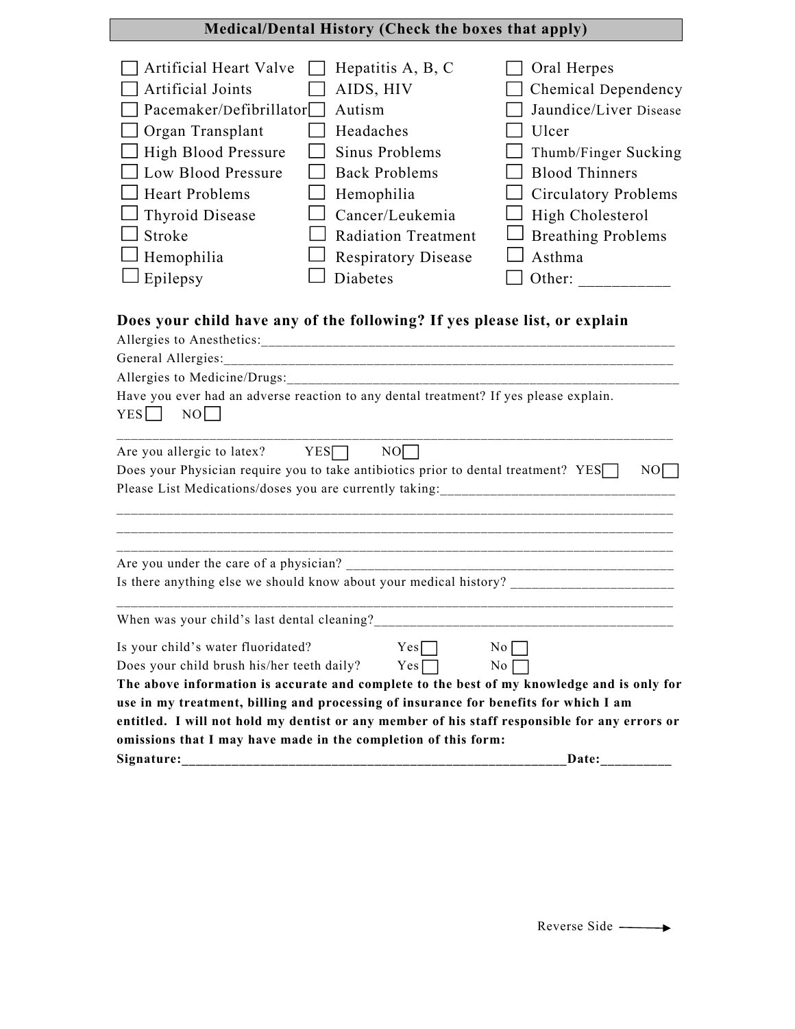## Medical/Dental History (Check the boxes that apply)

| | | |
|---|---|---|
| ☐ Artificial Heart Valve | ☐ Hepatitis A, B, C | ☐ Oral Herpes |
| ☐ Artificial Joints | ☐ AIDS, HIV | ☐ Chemical Dependency |
| ☐ Pacemaker/Defibrillator | ☐ Autism | ☐ Jaundice/Liver Disease |
| ☐ Organ Transplant | ☐ Headaches | ☐ Ulcer |
| ☐ High Blood Pressure | ☐ Sinus Problems | ☐ Thumb/Finger Sucking |
| ☐ Low Blood Pressure | ☐ Back Problems | ☐ Blood Thinners |
| ☐ Heart Problems | ☐ Hemophilia | ☐ Circulatory Problems |
| ☐ Thyroid Disease | ☐ Cancer/Leukemia | ☐ High Cholesterol |
| ☐ Stroke | ☐ Radiation Treatment | ☐ Breathing Problems |
| ☐ Hemophilia | ☐ Respiratory Disease | ☐ Asthma |
| ☐ Epilepsy | ☐ Diabetes | ☐ Other: ___________ |

**Does your child have any of the following? If yes please list, or explain**

Allergies to Anesthetics:______________________________________________________________

General Allergies:____________________________________________________________________

Allergies to Medicine/Drugs:___________________________________________________________

Have you ever had an adverse reaction to any dental treatment? If yes please explain.

YES ☐ NO ☐

______________________________________________________________________________

Are you allergic to latex? YES ☐ NO ☐

Does your Physician require you to take antibiotics prior to dental treatment? YES ☐ NO ☐

Please List Medications/doses you are currently taking:________________________________

______________________________________________________________________________

______________________________________________________________________________

______________________________________________________________________________

Are you under the care of a physician? _______________________________________________

Is there anything else we should know about your medical history? ______________________

______________________________________________________________________________

When was your child's last dental cleaning?__________________________________________

Is your child's water fluoridated? Yes ☐ No ☐

Does your child brush his/her teeth daily? Yes ☐ No ☐

**The above information is accurate and complete to the best of my knowledge and is only for use in my treatment, billing and processing of insurance for benefits for which I am entitled. I will not hold my dentist or any member of his staff responsible for any errors or omissions that I may have made in the completion of this form:**

**Signature:_______________________________________________________Date:__________**

Reverse Side ⟶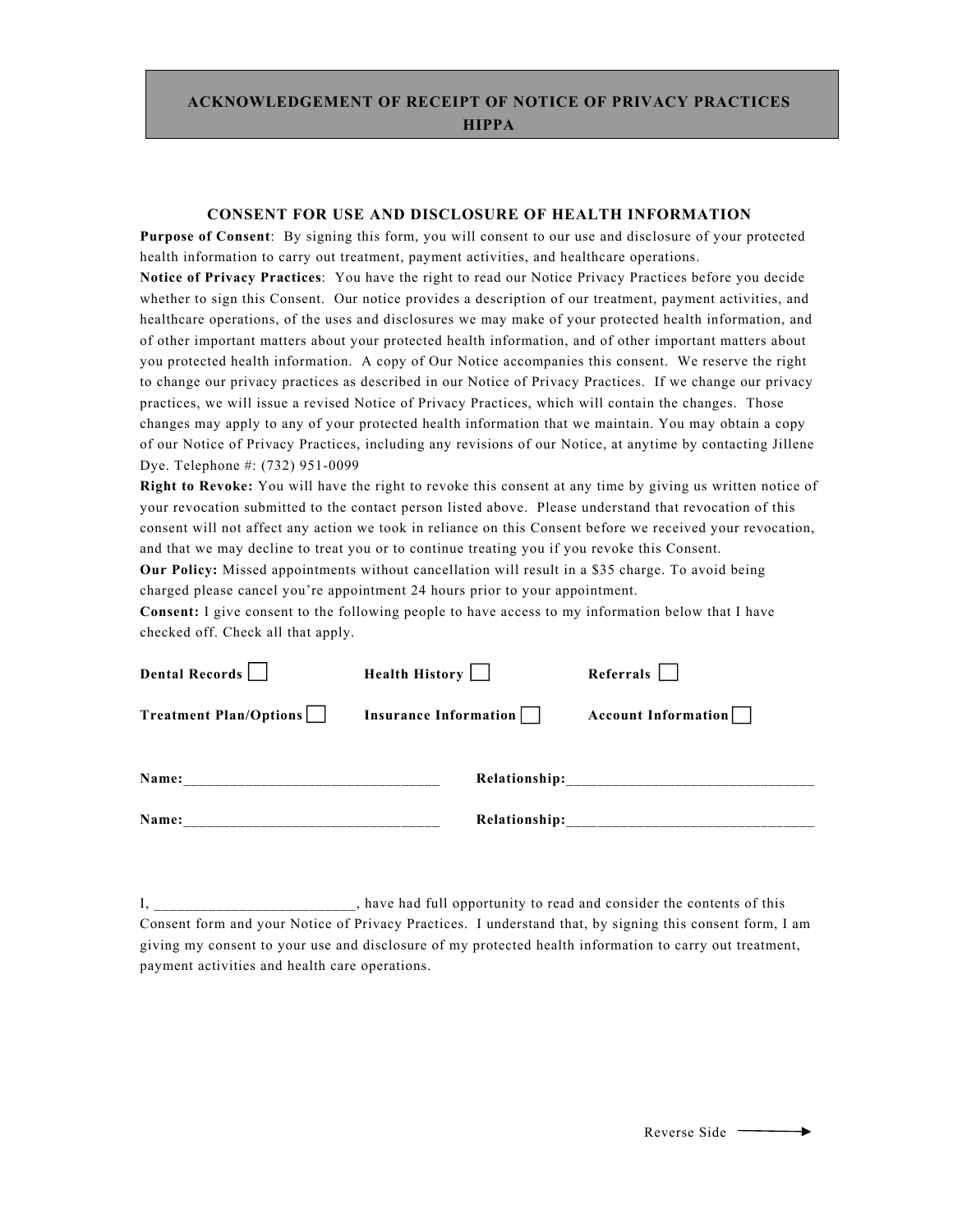## ACKNOWLEDGEMENT OF RECEIPT OF NOTICE OF PRIVACY PRACTICES HIPPA

### CONSENT FOR USE AND DISCLOSURE OF HEALTH INFORMATION

**Purpose of Consent**: By signing this form, you will consent to our use and disclosure of your protected health information to carry out treatment, payment activities, and healthcare operations.

**Notice of Privacy Practices**: You have the right to read our Notice Privacy Practices before you decide whether to sign this Consent. Our notice provides a description of our treatment, payment activities, and healthcare operations, of the uses and disclosures we may make of your protected health information, and of other important matters about your protected health information, and of other important matters about you protected health information. A copy of Our Notice accompanies this consent. We reserve the right to change our privacy practices as described in our Notice of Privacy Practices. If we change our privacy practices, we will issue a revised Notice of Privacy Practices, which will contain the changes. Those changes may apply to any of your protected health information that we maintain. You may obtain a copy of our Notice of Privacy Practices, including any revisions of our Notice, at anytime by contacting Jillene Dye. Telephone #: (732) 951-0099

**Right to Revoke:** You will have the right to revoke this consent at any time by giving us written notice of your revocation submitted to the contact person listed above. Please understand that revocation of this consent will not affect any action we took in reliance on this Consent before we received your revocation, and that we may decline to treat you or to continue treating you if you revoke this Consent.

**Our Policy:** Missed appointments without cancellation will result in a $35 charge. To avoid being charged please cancel you're appointment 24 hours prior to your appointment.

**Consent:** I give consent to the following people to have access to my information below that I have checked off. Check all that apply.

**Dental Records** ☐ **Health History** ☐ **Referrals** ☐

**Treatment Plan/Options** ☐ **Insurance Information** ☐ **Account Information** ☐

**Name:**________________________________ **Relationship:**_______________________________

**Name:**________________________________ **Relationship:**_______________________________

I, _________________________, have had full opportunity to read and consider the contents of this Consent form and your Notice of Privacy Practices. I understand that, by signing this consent form, I am giving my consent to your use and disclosure of my protected health information to carry out treatment, payment activities and health care operations.

Reverse Side →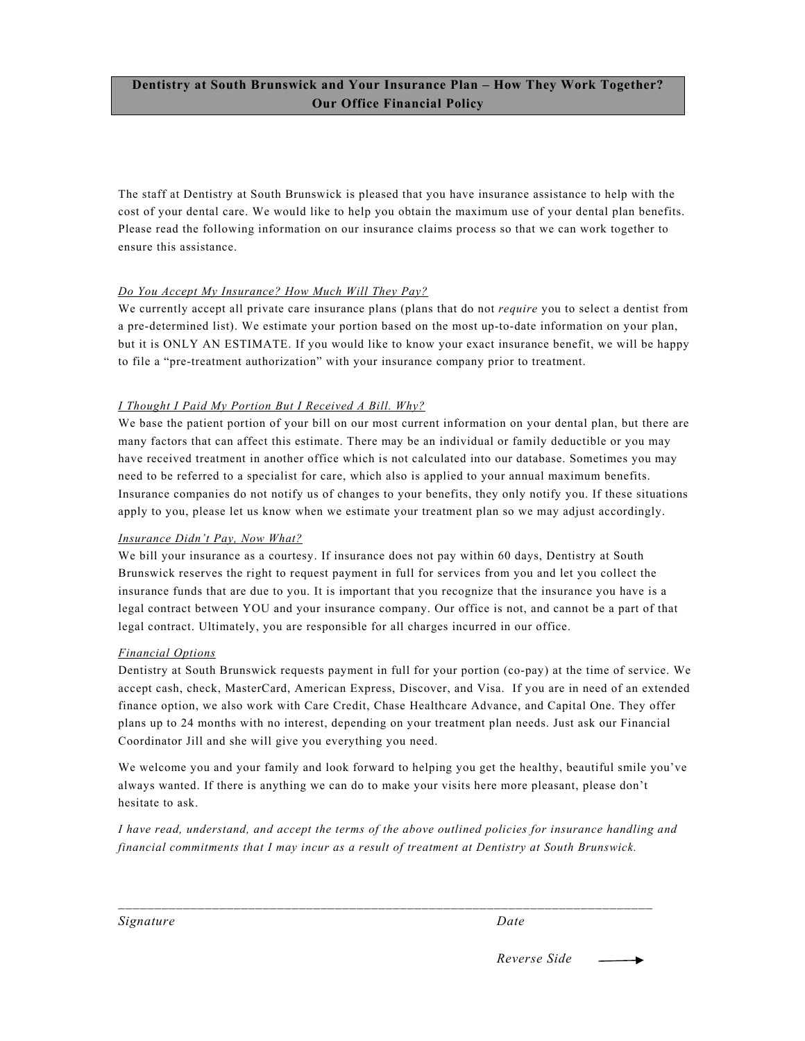**Dentistry at South Brunswick and Your Insurance Plan – How They Work Together?**
**Our Office Financial Policy**

The staff at Dentistry at South Brunswick is pleased that you have insurance assistance to help with the cost of your dental care. We would like to help you obtain the maximum use of your dental plan benefits. Please read the following information on our insurance claims process so that we can work together to ensure this assistance.

*Do You Accept My Insurance? How Much Will They Pay?*

We currently accept all private care insurance plans (plans that do not *require* you to select a dentist from a pre-determined list). We estimate your portion based on the most up-to-date information on your plan, but it is ONLY AN ESTIMATE. If you would like to know your exact insurance benefit, we will be happy to file a "pre-treatment authorization" with your insurance company prior to treatment.

*I Thought I Paid My Portion But I Received A Bill. Why?*

We base the patient portion of your bill on our most current information on your dental plan, but there are many factors that can affect this estimate. There may be an individual or family deductible or you may have received treatment in another office which is not calculated into our database. Sometimes you may need to be referred to a specialist for care, which also is applied to your annual maximum benefits. Insurance companies do not notify us of changes to your benefits, they only notify you. If these situations apply to you, please let us know when we estimate your treatment plan so we may adjust accordingly.

*Insurance Didn't Pay, Now What?*

We bill your insurance as a courtesy. If insurance does not pay within 60 days, Dentistry at South Brunswick reserves the right to request payment in full for services from you and let you collect the insurance funds that are due to you. It is important that you recognize that the insurance you have is a legal contract between YOU and your insurance company. Our office is not, and cannot be a part of that legal contract. Ultimately, you are responsible for all charges incurred in our office.

*Financial Options*

Dentistry at South Brunswick requests payment in full for your portion (co-pay) at the time of service. We accept cash, check, MasterCard, American Express, Discover, and Visa. If you are in need of an extended finance option, we also work with Care Credit, Chase Healthcare Advance, and Capital One. They offer plans up to 24 months with no interest, depending on your treatment plan needs. Just ask our Financial Coordinator Jill and she will give you everything you need.

We welcome you and your family and look forward to helping you get the healthy, beautiful smile you've always wanted. If there is anything we can do to make your visits here more pleasant, please don't hesitate to ask.

*I have read, understand, and accept the terms of the above outlined policies for insurance handling and financial commitments that I may incur as a result of treatment at Dentistry at South Brunswick.*

\_\_\_\_\_\_\_\_\_\_\_\_\_\_\_\_\_\_\_\_\_\_\_\_\_\_\_\_\_\_\_\_\_\_\_\_\_\_\_\_\_\_\_\_\_\_\_\_\_\_\_\_\_\_\_\_\_\_\_\_\_\_\_\_\_\_\_\_\_\_\_\_\_\_\_\_

*Signature* *Date*

*Reverse Side* →